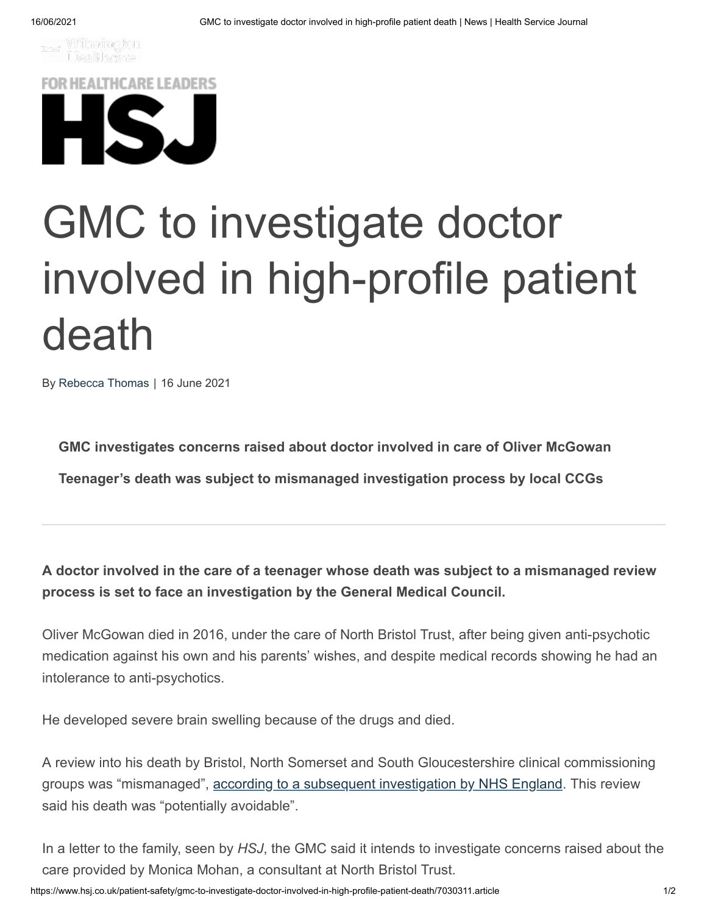FOR HEALTHCARE LEADERS

HSJ

# GMC to investigate doctor involved in high-profile patient death

By Rebecca Thomas | 16 June 2021

**GMC investigates concerns raised about doctor involved in care of Oliver McGowan**

**Teenager's death was subject to mismanaged investigation process by local CCGs**

---

**A doctor involved in the care of a teenager whose death was subject to a mismanaged review process is set to face an investigation by the General Medical Council.**

Oliver McGowan died in 2016, under the care of North Bristol Trust, after being given anti-psychotic medication against his own and his parents' wishes, and despite medical records showing he had an intolerance to anti-psychotics.

He developed severe brain swelling because of the drugs and died.

A review into his death by Bristol, North Somerset and South Gloucestershire clinical commissioning groups was "mismanaged", according to a subsequent investigation by NHS England. This review said his death was "potentially avoidable".

In a letter to the family, seen by *HSJ*, the GMC said it intends to investigate concerns raised about the care provided by Monica Mohan, a consultant at North Bristol Trust.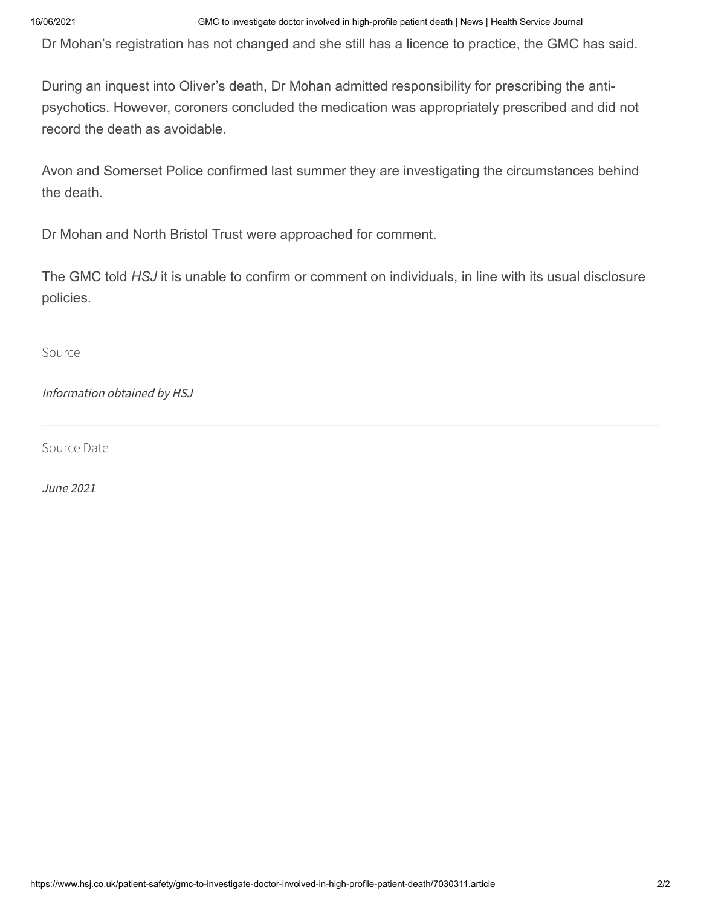Dr Mohan's registration has not changed and she still has a licence to practice, the GMC has said.

During an inquest into Oliver's death, Dr Mohan admitted responsibility for prescribing the anti-psychotics. However, coroners concluded the medication was appropriately prescribed and did not record the death as avoidable.

Avon and Somerset Police confirmed last summer they are investigating the circumstances behind the death.

Dr Mohan and North Bristol Trust were approached for comment.

The GMC told *HSJ* it is unable to confirm or comment on individuals, in line with its usual disclosure policies.

Source

*Information obtained by HSJ*

Source Date

*June 2021*